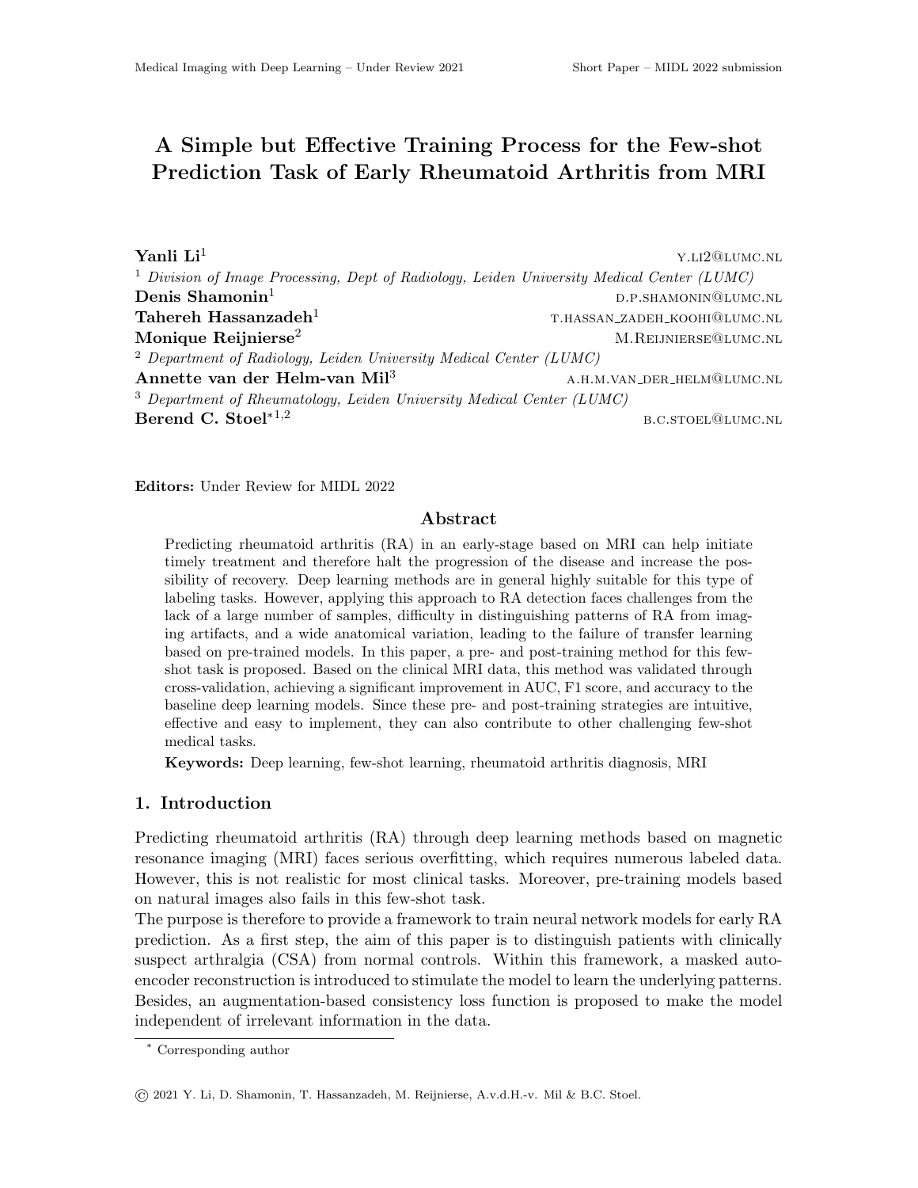# A Simple but Effective Training Process for the Few-shot Prediction Task of Early Rheumatoid Arthritis from MRI

**Yanli Li**[1] Y.LI2@LUMC.NL

[1] *Division of Image Processing, Dept of Radiology, Leiden University Medical Center (LUMC)*

**Denis Shamonin**[1] D.P.SHAMONIN@LUMC.NL

**Tahereh Hassanzadeh**[1] T.HASSAN_ZADEH_KOOHI@LUMC.NL

**Monique Reijnierse**[2] M.REIJNIERSE@LUMC.NL

[2] *Department of Radiology, Leiden University Medical Center (LUMC)*

**Annette van der Helm-van Mil**[3] A.H.M.VAN_DER_HELM@LUMC.NL

[3] *Department of Rheumatology, Leiden University Medical Center (LUMC)*

**Berend C. Stoel**[*1,2] B.C.STOEL@LUMC.NL

**Editors:** Under Review for MIDL 2022

## Abstract

Predicting rheumatoid arthritis (RA) in an early-stage based on MRI can help initiate timely treatment and therefore halt the progression of the disease and increase the possibility of recovery. Deep learning methods are in general highly suitable for this type of labeling tasks. However, applying this approach to RA detection faces challenges from the lack of a large number of samples, difficulty in distinguishing patterns of RA from imaging artifacts, and a wide anatomical variation, leading to the failure of transfer learning based on pre-trained models. In this paper, a pre- and post-training method for this few-shot task is proposed. Based on the clinical MRI data, this method was validated through cross-validation, achieving a significant improvement in AUC, F1 score, and accuracy to the baseline deep learning models. Since these pre- and post-training strategies are intuitive, effective and easy to implement, they can also contribute to other challenging few-shot medical tasks.

**Keywords:** Deep learning, few-shot learning, rheumatoid arthritis diagnosis, MRI

## 1. Introduction

Predicting rheumatoid arthritis (RA) through deep learning methods based on magnetic resonance imaging (MRI) faces serious overfitting, which requires numerous labeled data. However, this is not realistic for most clinical tasks. Moreover, pre-training models based on natural images also fails in this few-shot task.

The purpose is therefore to provide a framework to train neural network models for early RA prediction. As a first step, the aim of this paper is to distinguish patients with clinically suspect arthralgia (CSA) from normal controls. Within this framework, a masked auto-encoder reconstruction is introduced to stimulate the model to learn the underlying patterns. Besides, an augmentation-based consistency loss function is proposed to make the model independent of irrelevant information in the data.

[*] Corresponding author

© 2021 Y. Li, D. Shamonin, T. Hassanzadeh, M. Reijnierse, A.v.d.H.-v. Mil & B.C. Stoel.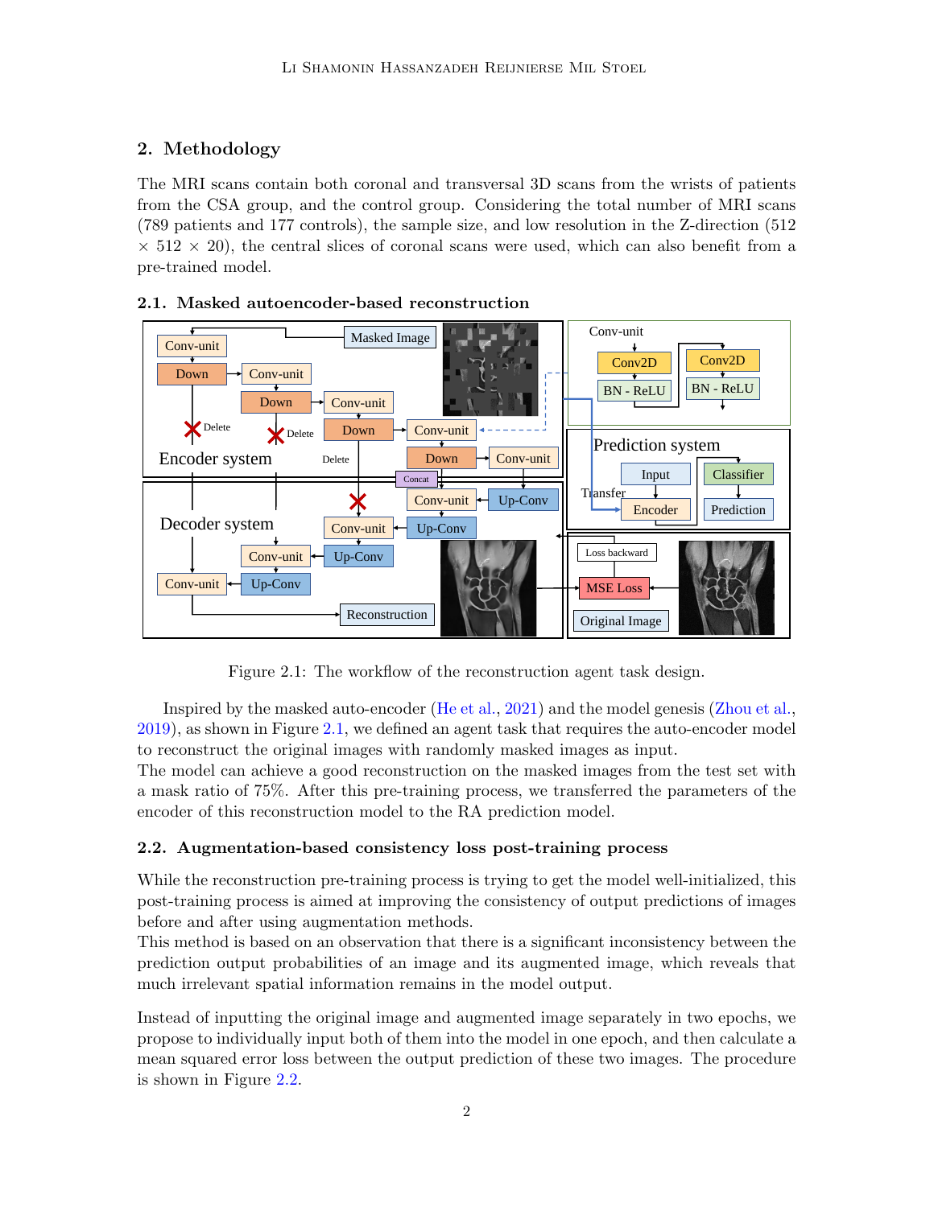## 2. Methodology

The MRI scans contain both coronal and transversal 3D scans from the wrists of patients from the CSA group, and the control group. Considering the total number of MRI scans (789 patients and 177 controls), the sample size, and low resolution in the Z-direction (512 $\times$ 512 $\times$ 20), the central slices of coronal scans were used, which can also benefit from a pre-trained model.

### 2.1. Masked autoencoder-based reconstruction

Figure 2.1: The workflow of the reconstruction agent task design.

Inspired by the masked auto-encoder (He et al., 2021) and the model genesis (Zhou et al., 2019), as shown in Figure 2.1, we defined an agent task that requires the auto-encoder model to reconstruct the original images with randomly masked images as input.
The model can achieve a good reconstruction on the masked images from the test set with a mask ratio of 75%. After this pre-training process, we transferred the parameters of the encoder of this reconstruction model to the RA prediction model.

### 2.2. Augmentation-based consistency loss post-training process

While the reconstruction pre-training process is trying to get the model well-initialized, this post-training process is aimed at improving the consistency of output predictions of images before and after using augmentation methods.
This method is based on an observation that there is a significant inconsistency between the prediction output probabilities of an image and its augmented image, which reveals that much irrelevant spatial information remains in the model output.

Instead of inputting the original image and augmented image separately in two epochs, we propose to individually input both of them into the model in one epoch, and then calculate a mean squared error loss between the output prediction of these two images. The procedure is shown in Figure 2.2.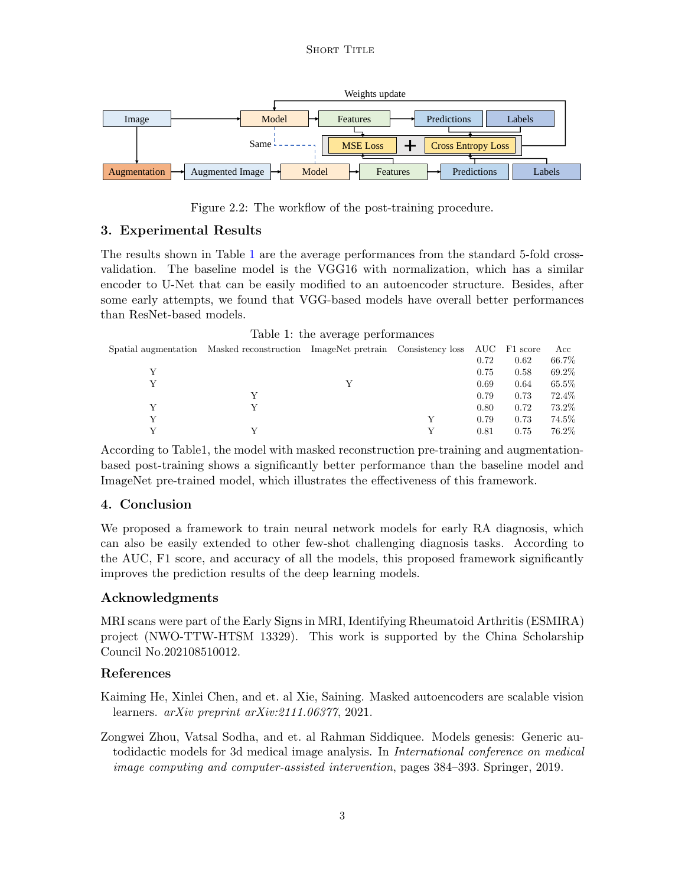Weights update

Image

Model

Features

Predictions

Labels

Same

MSE Loss

+

Cross Entropy Loss

Augmentation

Augmented Image

Model

Features

Predictions

Labels

Figure 2.2: The workflow of the post-training procedure.

## 3. Experimental Results

The results shown in Table 1 are the average performances from the standard 5-fold cross-validation. The baseline model is the VGG16 with normalization, which has a similar encoder to U-Net that can be easily modified to an autoencoder structure. Besides, after some early attempts, we found that VGG-based models have overall better performances than ResNet-based models.

Table 1: the average performances

| Spatial augmentation | Masked reconstruction | ImageNet pretrain | Consistency loss | AUC | F1 score | Acc |
|---|---|---|---|---|---|---|
| | | | | 0.72 | 0.62 | 66.7% |
| Y | | | | 0.75 | 0.58 | 69.2% |
| Y | | Y | | 0.69 | 0.64 | 65.5% |
| | Y | | | 0.79 | 0.73 | 72.4% |
| Y | Y | | | 0.80 | 0.72 | 73.2% |
| Y | | | Y | 0.79 | 0.73 | 74.5% |
| Y | Y | | Y | 0.81 | 0.75 | 76.2% |

According to Table1, the model with masked reconstruction pre-training and augmentation-based post-training shows a significantly better performance than the baseline model and ImageNet pre-trained model, which illustrates the effectiveness of this framework.

## 4. Conclusion

We proposed a framework to train neural network models for early RA diagnosis, which can also be easily extended to other few-shot challenging diagnosis tasks. According to the AUC, F1 score, and accuracy of all the models, this proposed framework significantly improves the prediction results of the deep learning models.

## Acknowledgments

MRI scans were part of the Early Signs in MRI, Identifying Rheumatoid Arthritis (ESMIRA) project (NWO-TTW-HTSM 13329). This work is supported by the China Scholarship Council No.202108510012.

## References

Kaiming He, Xinlei Chen, and et. al Xie, Saining. Masked autoencoders are scalable vision learners. *arXiv preprint arXiv:2111.06377*, 2021.

Zongwei Zhou, Vatsal Sodha, and et. al Rahman Siddiquee. Models genesis: Generic autodidactic models for 3d medical image analysis. In *International conference on medical image computing and computer-assisted intervention*, pages 384–393. Springer, 2019.